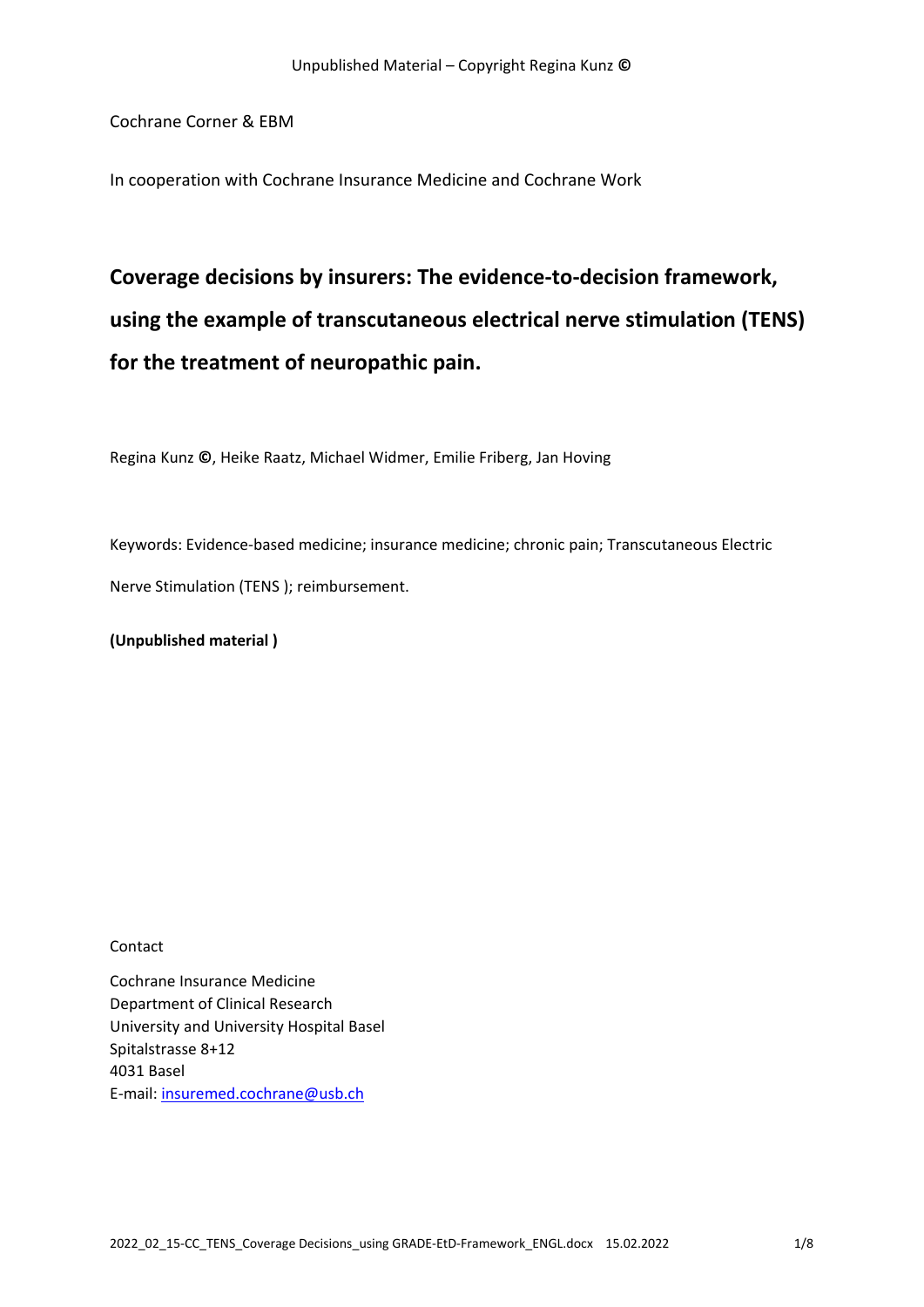Cochrane Corner & EBM

In cooperation with Cochrane Insurance Medicine and Cochrane Work

# Coverage decisions by insurers: The evidence-to-decision framework, using the example of transcutaneous electrical nerve stimulation (TENS) for the treatment of neuropathic pain.

Regina Kunz **©**, Heike Raatz, Michael Widmer, Emilie Friberg, Jan Hoving

Keywords: Evidence-based medicine; insurance medicine; chronic pain; Transcutaneous Electric Nerve Stimulation (TENS ); reimbursement.

**(Unpublished material )**

Contact

Cochrane Insurance Medicine
Department of Clinical Research
University and University Hospital Basel
Spitalstrasse 8+12
4031 Basel
E-mail: insuremed.cochrane@usb.ch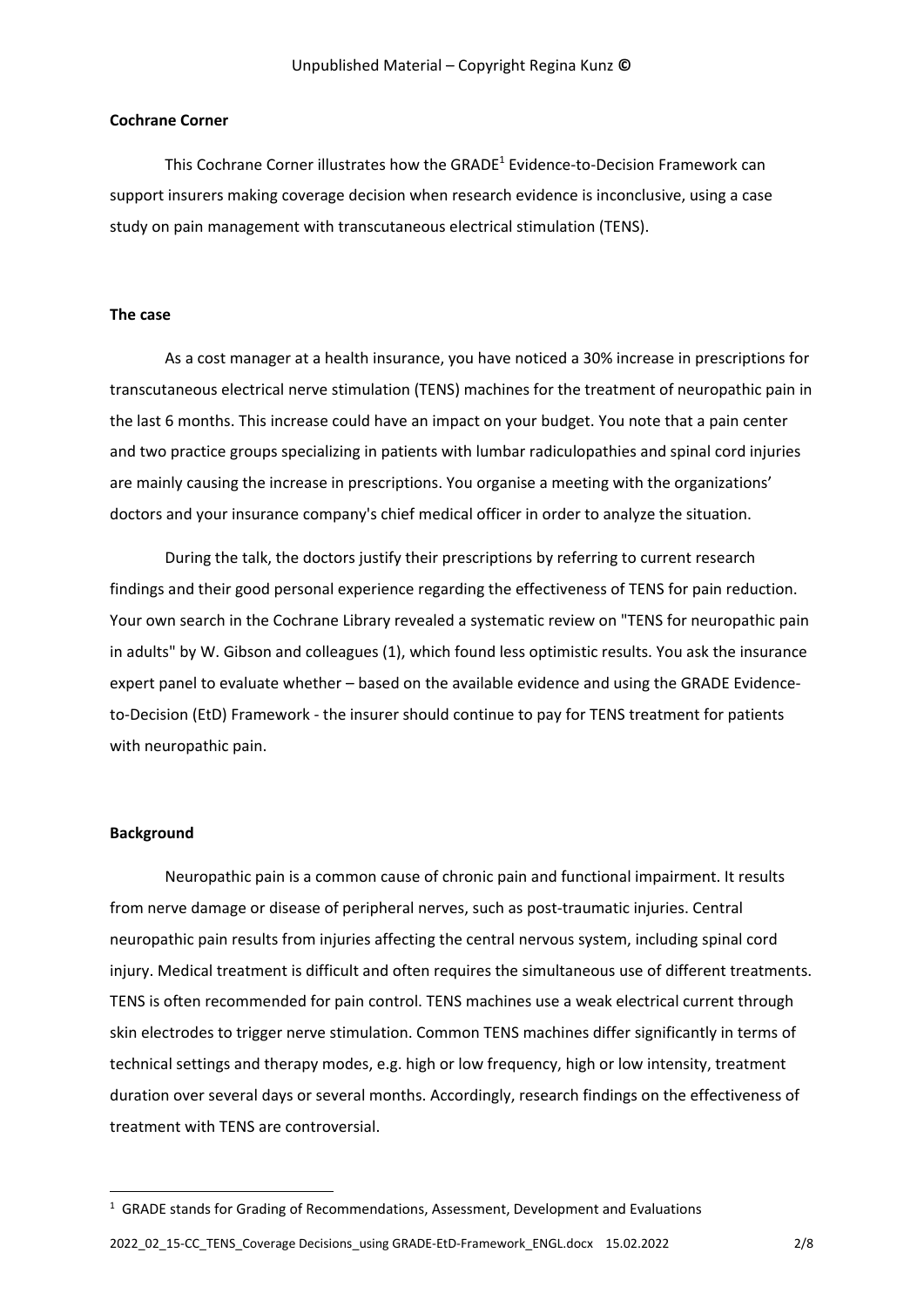**Cochrane Corner**

This Cochrane Corner illustrates how the GRADE[1] Evidence-to-Decision Framework can support insurers making coverage decision when research evidence is inconclusive, using a case study on pain management with transcutaneous electrical stimulation (TENS).

**The case**

As a cost manager at a health insurance, you have noticed a 30% increase in prescriptions for transcutaneous electrical nerve stimulation (TENS) machines for the treatment of neuropathic pain in the last 6 months. This increase could have an impact on your budget. You note that a pain center and two practice groups specializing in patients with lumbar radiculopathies and spinal cord injuries are mainly causing the increase in prescriptions. You organise a meeting with the organizations' doctors and your insurance company's chief medical officer in order to analyze the situation.

During the talk, the doctors justify their prescriptions by referring to current research findings and their good personal experience regarding the effectiveness of TENS for pain reduction. Your own search in the Cochrane Library revealed a systematic review on "TENS for neuropathic pain in adults" by W. Gibson and colleagues (1), which found less optimistic results. You ask the insurance expert panel to evaluate whether – based on the available evidence and using the GRADE Evidence-to-Decision (EtD) Framework - the insurer should continue to pay for TENS treatment for patients with neuropathic pain.

**Background**

Neuropathic pain is a common cause of chronic pain and functional impairment. It results from nerve damage or disease of peripheral nerves, such as post-traumatic injuries. Central neuropathic pain results from injuries affecting the central nervous system, including spinal cord injury. Medical treatment is difficult and often requires the simultaneous use of different treatments. TENS is often recommended for pain control. TENS machines use a weak electrical current through skin electrodes to trigger nerve stimulation. Common TENS machines differ significantly in terms of technical settings and therapy modes, e.g. high or low frequency, high or low intensity, treatment duration over several days or several months. Accordingly, research findings on the effectiveness of treatment with TENS are controversial.

[1] GRADE stands for Grading of Recommendations, Assessment, Development and Evaluations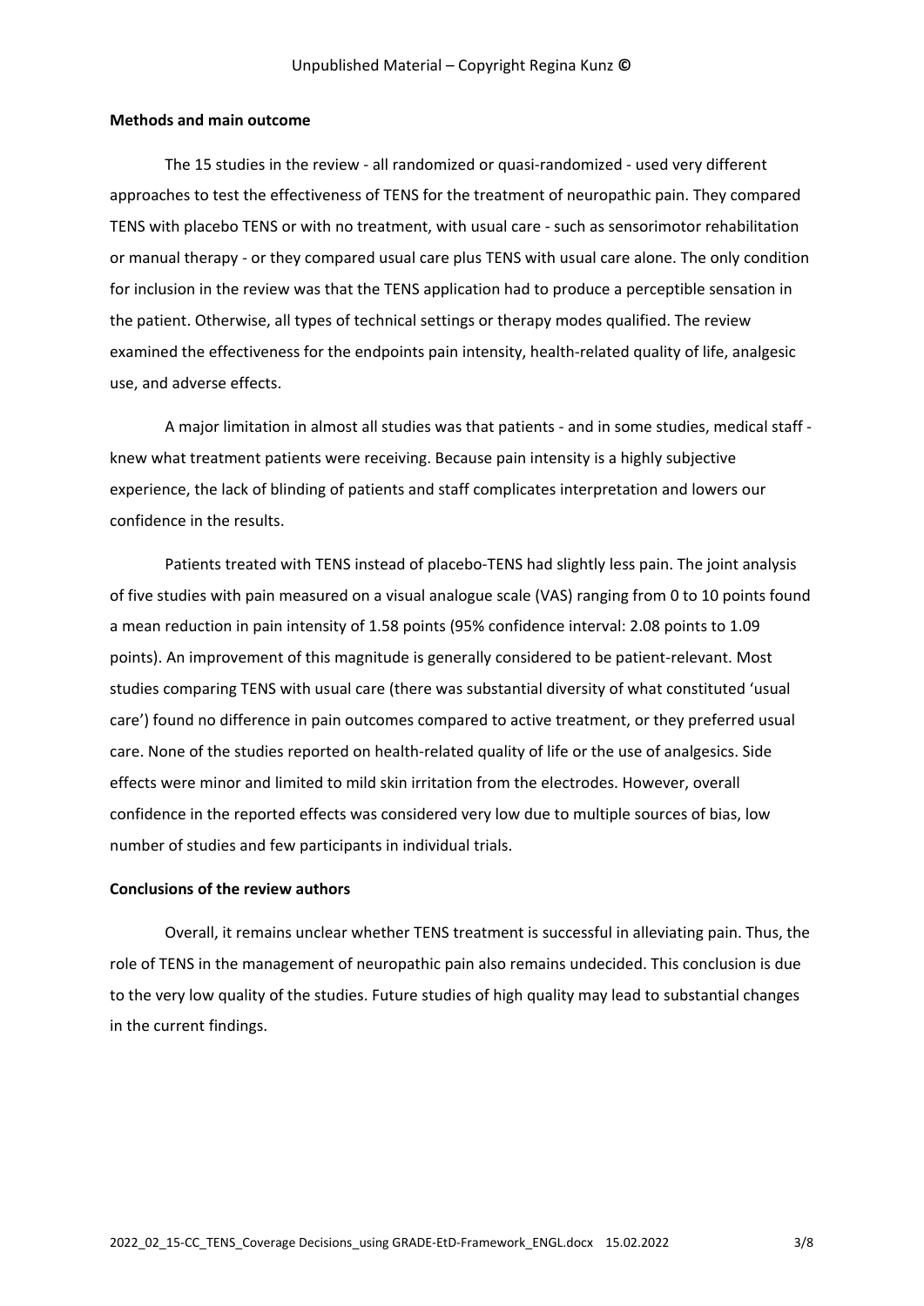**Methods and main outcome**

The 15 studies in the review - all randomized or quasi-randomized - used very different approaches to test the effectiveness of TENS for the treatment of neuropathic pain. They compared TENS with placebo TENS or with no treatment, with usual care - such as sensorimotor rehabilitation or manual therapy - or they compared usual care plus TENS with usual care alone. The only condition for inclusion in the review was that the TENS application had to produce a perceptible sensation in the patient. Otherwise, all types of technical settings or therapy modes qualified. The review examined the effectiveness for the endpoints pain intensity, health-related quality of life, analgesic use, and adverse effects.

A major limitation in almost all studies was that patients - and in some studies, medical staff - knew what treatment patients were receiving. Because pain intensity is a highly subjective experience, the lack of blinding of patients and staff complicates interpretation and lowers our confidence in the results.

Patients treated with TENS instead of placebo-TENS had slightly less pain. The joint analysis of five studies with pain measured on a visual analogue scale (VAS) ranging from 0 to 10 points found a mean reduction in pain intensity of 1.58 points (95% confidence interval: 2.08 points to 1.09 points). An improvement of this magnitude is generally considered to be patient-relevant. Most studies comparing TENS with usual care (there was substantial diversity of what constituted 'usual care') found no difference in pain outcomes compared to active treatment, or they preferred usual care. None of the studies reported on health-related quality of life or the use of analgesics. Side effects were minor and limited to mild skin irritation from the electrodes. However, overall confidence in the reported effects was considered very low due to multiple sources of bias, low number of studies and few participants in individual trials.

**Conclusions of the review authors**

Overall, it remains unclear whether TENS treatment is successful in alleviating pain. Thus, the role of TENS in the management of neuropathic pain also remains undecided. This conclusion is due to the very low quality of the studies. Future studies of high quality may lead to substantial changes in the current findings.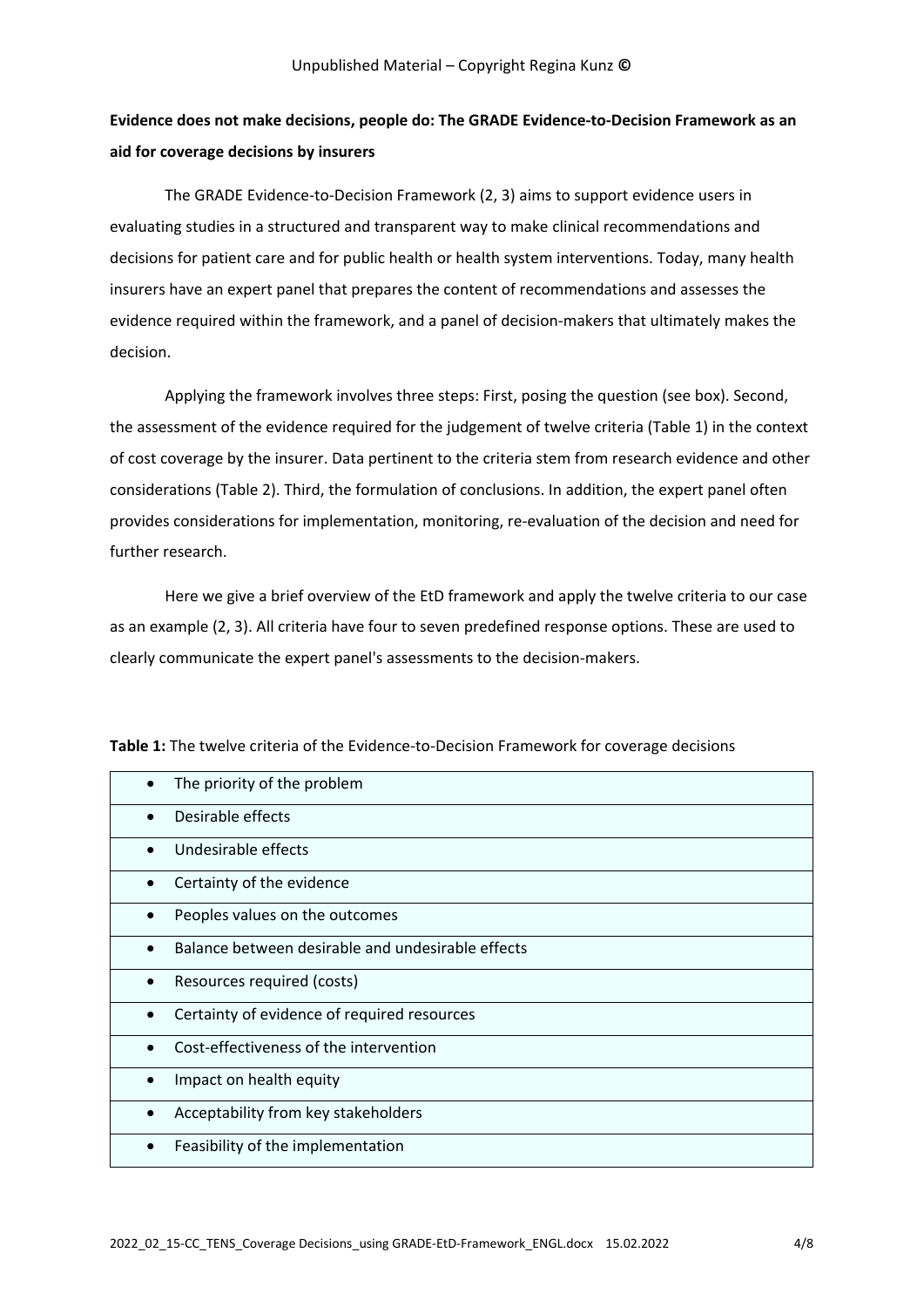**Evidence does not make decisions, people do: The GRADE Evidence-to-Decision Framework as an aid for coverage decisions by insurers**

The GRADE Evidence-to-Decision Framework (2, 3) aims to support evidence users in evaluating studies in a structured and transparent way to make clinical recommendations and decisions for patient care and for public health or health system interventions. Today, many health insurers have an expert panel that prepares the content of recommendations and assesses the evidence required within the framework, and a panel of decision-makers that ultimately makes the decision.

Applying the framework involves three steps: First, posing the question (see box). Second, the assessment of the evidence required for the judgement of twelve criteria (Table 1) in the context of cost coverage by the insurer. Data pertinent to the criteria stem from research evidence and other considerations (Table 2). Third, the formulation of conclusions. In addition, the expert panel often provides considerations for implementation, monitoring, re-evaluation of the decision and need for further research.

Here we give a brief overview of the EtD framework and apply the twelve criteria to our case as an example (2, 3). All criteria have four to seven predefined response options. These are used to clearly communicate the expert panel's assessments to the decision-makers.

**Table 1:** The twelve criteria of the Evidence-to-Decision Framework for coverage decisions

| |
|---|
| • The priority of the problem |
| • Desirable effects |
| • Undesirable effects |
| • Certainty of the evidence |
| • Peoples values on the outcomes |
| • Balance between desirable and undesirable effects |
| • Resources required (costs) |
| • Certainty of evidence of required resources |
| • Cost-effectiveness of the intervention |
| • Impact on health equity |
| • Acceptability from key stakeholders |
| • Feasibility of the implementation |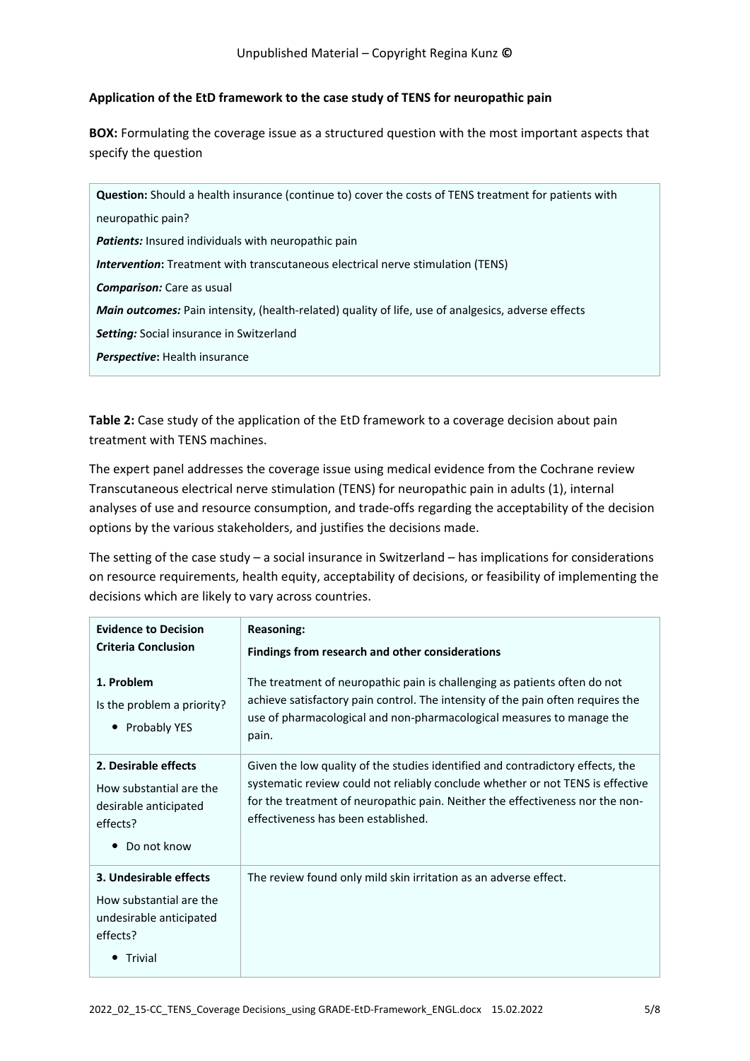**Application of the EtD framework to the case study of TENS for neuropathic pain**

**BOX:** Formulating the coverage issue as a structured question with the most important aspects that specify the question

| |
|---|
| **Question:** Should a health insurance (continue to) cover the costs of TENS treatment for patients with neuropathic pain?<br>***Patients:*** Insured individuals with neuropathic pain<br>***Intervention*:** Treatment with transcutaneous electrical nerve stimulation (TENS)<br>***Comparison:*** Care as usual<br>***Main outcomes:*** Pain intensity, (health-related) quality of life, use of analgesics, adverse effects<br>***Setting:*** Social insurance in Switzerland<br>***Perspective*:** Health insurance |

**Table 2:** Case study of the application of the EtD framework to a coverage decision about pain treatment with TENS machines.

The expert panel addresses the coverage issue using medical evidence from the Cochrane review Transcutaneous electrical nerve stimulation (TENS) for neuropathic pain in adults (1), internal analyses of use and resource consumption, and trade-offs regarding the acceptability of the decision options by the various stakeholders, and justifies the decisions made.

The setting of the case study – a social insurance in Switzerland – has implications for considerations on resource requirements, health equity, acceptability of decisions, or feasibility of implementing the decisions which are likely to vary across countries.

| **Evidence to Decision Criteria Conclusion** | **Reasoning:**<br>**Findings from research and other considerations** |
|---|---|
| **1. Problem**<br>Is the problem a priority?<br>• Probably YES | The treatment of neuropathic pain is challenging as patients often do not achieve satisfactory pain control. The intensity of the pain often requires the use of pharmacological and non-pharmacological measures to manage the pain. |
| **2. Desirable effects**<br>How substantial are the desirable anticipated effects?<br>• Do not know | Given the low quality of the studies identified and contradictory effects, the systematic review could not reliably conclude whether or not TENS is effective for the treatment of neuropathic pain. Neither the effectiveness nor the non-effectiveness has been established. |
| **3. Undesirable effects**<br>How substantial are the undesirable anticipated effects?<br>• Trivial | The review found only mild skin irritation as an adverse effect. |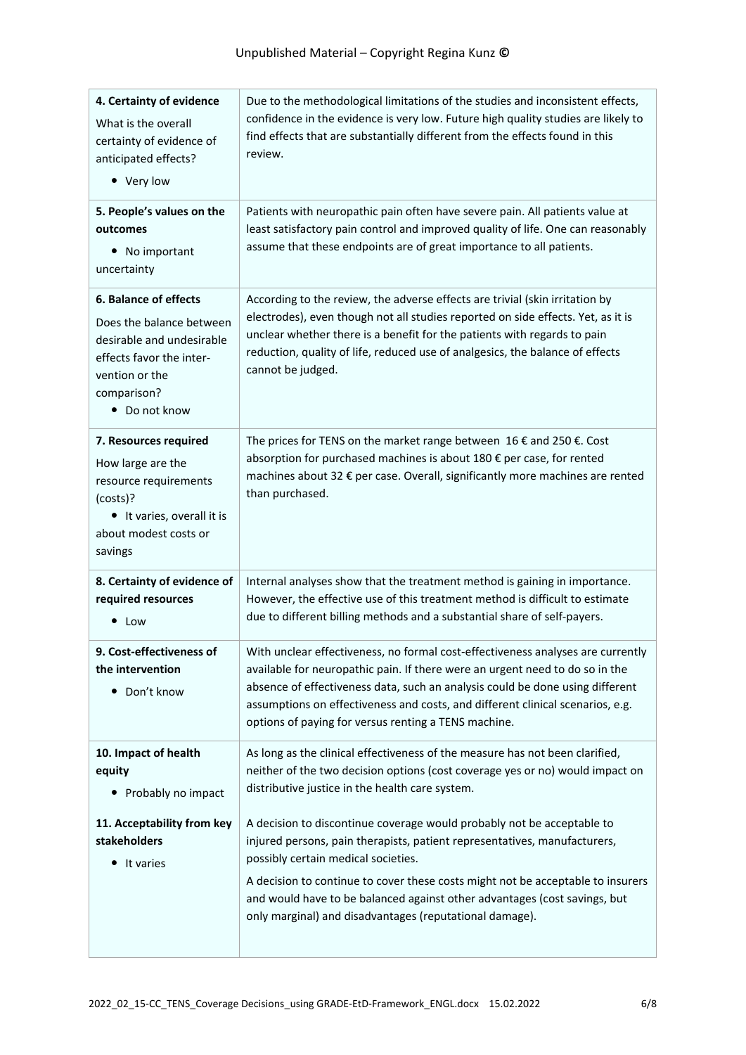| | |
|---|---|
| **4. Certainty of evidence**<br>What is the overall certainty of evidence of anticipated effects?<br>• Very low | Due to the methodological limitations of the studies and inconsistent effects, confidence in the evidence is very low. Future high quality studies are likely to find effects that are substantially different from the effects found in this review. |
| **5. People's values on the outcomes**<br>• No important uncertainty | Patients with neuropathic pain often have severe pain. All patients value at least satisfactory pain control and improved quality of life. One can reasonably assume that these endpoints are of great importance to all patients. |
| **6. Balance of effects**<br>Does the balance between desirable and undesirable effects favor the intervention or the comparison?<br>• Do not know | According to the review, the adverse effects are trivial (skin irritation by electrodes), even though not all studies reported on side effects. Yet, as it is unclear whether there is a benefit for the patients with regards to pain reduction, quality of life, reduced use of analgesics, the balance of effects cannot be judged. |
| **7. Resources required**<br>How large are the resource requirements (costs)?<br>• It varies, overall it is about modest costs or savings | The prices for TENS on the market range between 16 € and 250 €. Cost absorption for purchased machines is about 180 € per case, for rented machines about 32 € per case. Overall, significantly more machines are rented than purchased. |
| **8. Certainty of evidence of required resources**<br>• Low | Internal analyses show that the treatment method is gaining in importance. However, the effective use of this treatment method is difficult to estimate due to different billing methods and a substantial share of self-payers. |
| **9. Cost-effectiveness of the intervention**<br>• Don't know | With unclear effectiveness, no formal cost-effectiveness analyses are currently available for neuropathic pain. If there were an urgent need to do so in the absence of effectiveness data, such an analysis could be done using different assumptions on effectiveness and costs, and different clinical scenarios, e.g. options of paying for versus renting a TENS machine. |
| **10. Impact of health equity**<br>• Probably no impact | As long as the clinical effectiveness of the measure has not been clarified, neither of the two decision options (cost coverage yes or no) would impact on distributive justice in the health care system. |
| **11. Acceptability from key stakeholders**<br>• It varies | A decision to discontinue coverage would probably not be acceptable to injured persons, pain therapists, patient representatives, manufacturers, possibly certain medical societies.<br>A decision to continue to cover these costs might not be acceptable to insurers and would have to be balanced against other advantages (cost savings, but only marginal) and disadvantages (reputational damage). |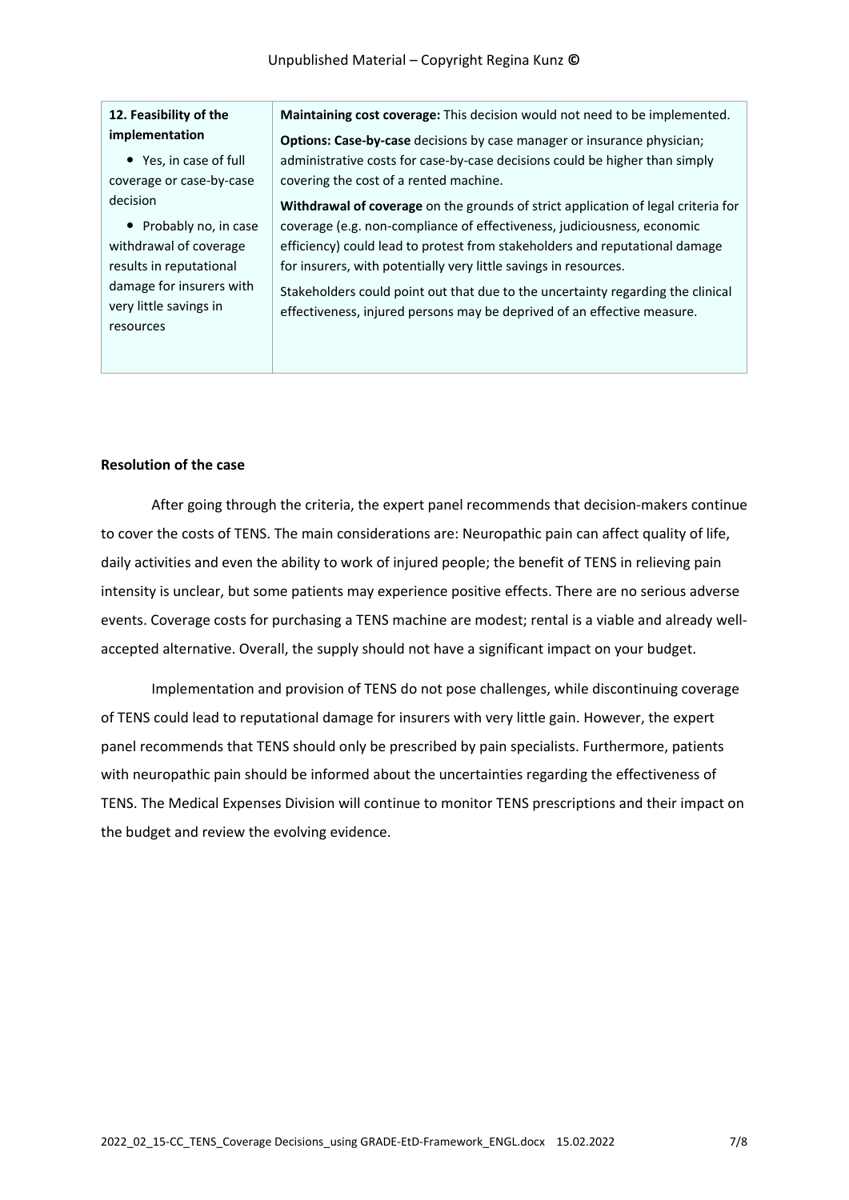| **12. Feasibility of the implementation**<br><br>• Yes, in case of full coverage or case-by-case decision<br><br>• Probably no, in case withdrawal of coverage results in reputational damage for insurers with very little savings in resources | **Maintaining cost coverage:** This decision would not need to be implemented.<br><br>**Options: Case-by-case** decisions by case manager or insurance physician; administrative costs for case-by-case decisions could be higher than simply covering the cost of a rented machine.<br><br>**Withdrawal of coverage** on the grounds of strict application of legal criteria for coverage (e.g. non-compliance of effectiveness, judiciousness, economic efficiency) could lead to protest from stakeholders and reputational damage for insurers, with potentially very little savings in resources.<br><br>Stakeholders could point out that due to the uncertainty regarding the clinical effectiveness, injured persons may be deprived of an effective measure. |
|---|---|

**Resolution of the case**

After going through the criteria, the expert panel recommends that decision-makers continue to cover the costs of TENS. The main considerations are: Neuropathic pain can affect quality of life, daily activities and even the ability to work of injured people; the benefit of TENS in relieving pain intensity is unclear, but some patients may experience positive effects. There are no serious adverse events. Coverage costs for purchasing a TENS machine are modest; rental is a viable and already well-accepted alternative. Overall, the supply should not have a significant impact on your budget.

Implementation and provision of TENS do not pose challenges, while discontinuing coverage of TENS could lead to reputational damage for insurers with very little gain. However, the expert panel recommends that TENS should only be prescribed by pain specialists. Furthermore, patients with neuropathic pain should be informed about the uncertainties regarding the effectiveness of TENS. The Medical Expenses Division will continue to monitor TENS prescriptions and their impact on the budget and review the evolving evidence.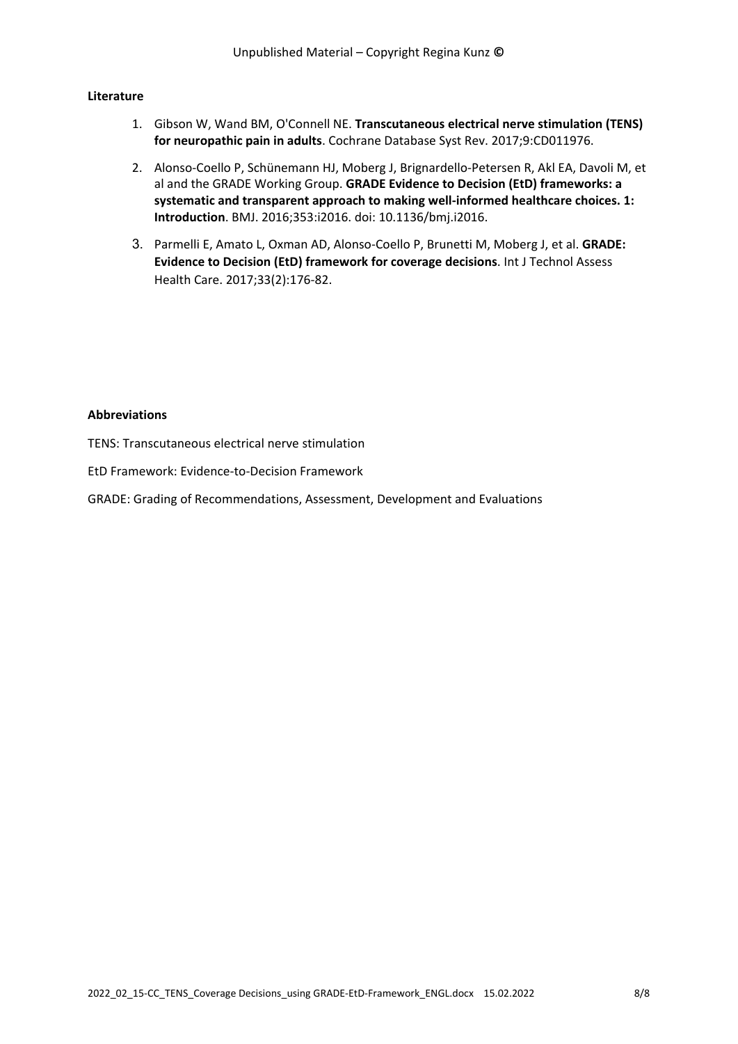**Literature**

1. Gibson W, Wand BM, O'Connell NE. **Transcutaneous electrical nerve stimulation (TENS) for neuropathic pain in adults**. Cochrane Database Syst Rev. 2017;9:CD011976.
2. Alonso-Coello P, Schünemann HJ, Moberg J, Brignardello-Petersen R, Akl EA, Davoli M, et al and the GRADE Working Group. **GRADE Evidence to Decision (EtD) frameworks: a systematic and transparent approach to making well-informed healthcare choices. 1: Introduction**. BMJ. 2016;353:i2016. doi: 10.1136/bmj.i2016.
3. Parmelli E, Amato L, Oxman AD, Alonso-Coello P, Brunetti M, Moberg J, et al. **GRADE: Evidence to Decision (EtD) framework for coverage decisions**. Int J Technol Assess Health Care. 2017;33(2):176-82.

**Abbreviations**

TENS: Transcutaneous electrical nerve stimulation

EtD Framework: Evidence-to-Decision Framework

GRADE: Grading of Recommendations, Assessment, Development and Evaluations